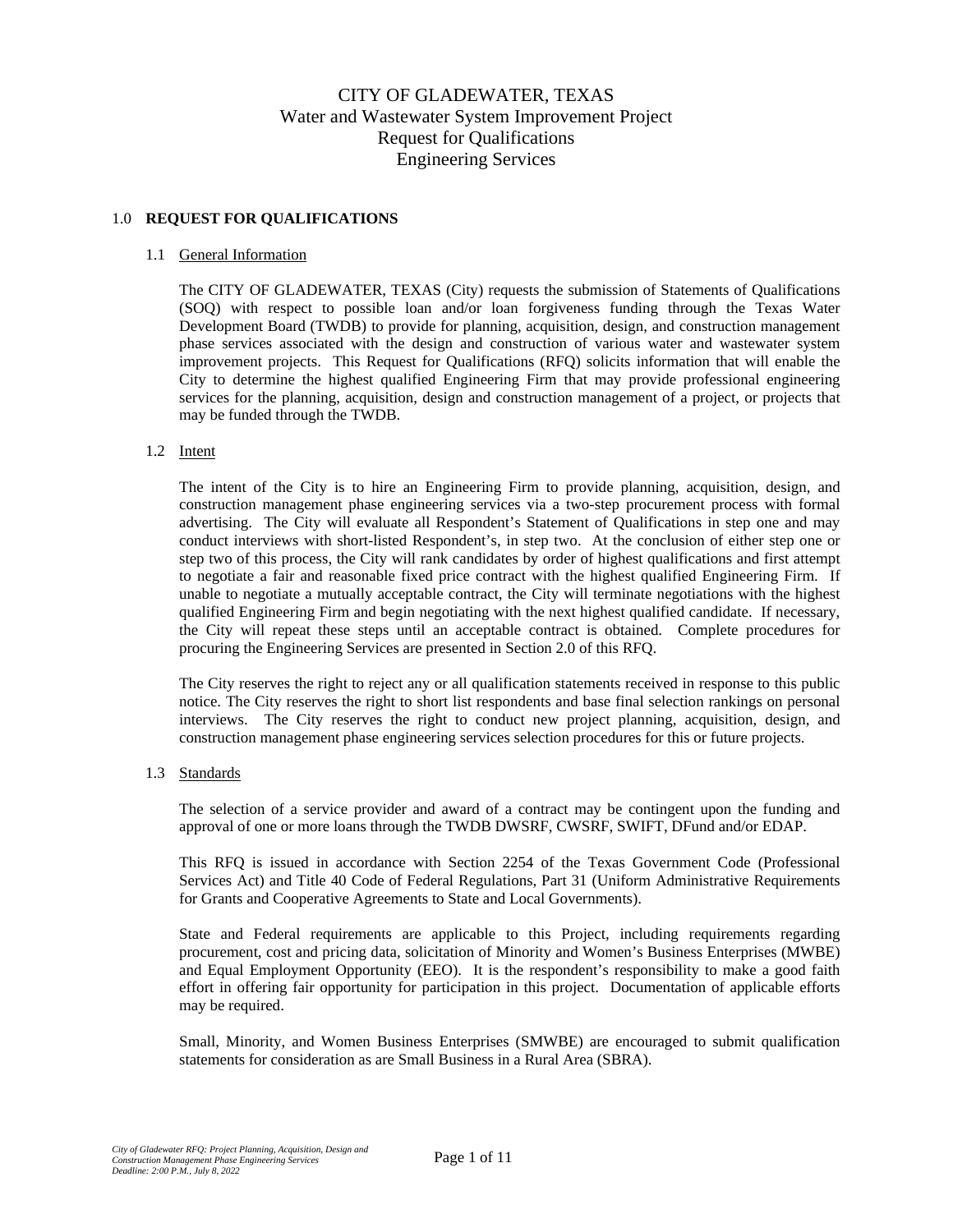# CITY OF GLADEWATER, TEXAS
## Water and Wastewater System Improvement Project
## Request for Qualifications
## Engineering Services

### 1.0 REQUEST FOR QUALIFICATIONS

#### 1.1 General Information

The CITY OF GLADEWATER, TEXAS (City) requests the submission of Statements of Qualifications (SOQ) with respect to possible loan and/or loan forgiveness funding through the Texas Water Development Board (TWDB) to provide for planning, acquisition, design, and construction management phase services associated with the design and construction of various water and wastewater system improvement projects. This Request for Qualifications (RFQ) solicits information that will enable the City to determine the highest qualified Engineering Firm that may provide professional engineering services for the planning, acquisition, design and construction management of a project, or projects that may be funded through the TWDB.

#### 1.2 Intent

The intent of the City is to hire an Engineering Firm to provide planning, acquisition, design, and construction management phase engineering services via a two-step procurement process with formal advertising. The City will evaluate all Respondent's Statement of Qualifications in step one and may conduct interviews with short-listed Respondent's, in step two. At the conclusion of either step one or step two of this process, the City will rank candidates by order of highest qualifications and first attempt to negotiate a fair and reasonable fixed price contract with the highest qualified Engineering Firm. If unable to negotiate a mutually acceptable contract, the City will terminate negotiations with the highest qualified Engineering Firm and begin negotiating with the next highest qualified candidate. If necessary, the City will repeat these steps until an acceptable contract is obtained. Complete procedures for procuring the Engineering Services are presented in Section 2.0 of this RFQ.

The City reserves the right to reject any or all qualification statements received in response to this public notice. The City reserves the right to short list respondents and base final selection rankings on personal interviews. The City reserves the right to conduct new project planning, acquisition, design, and construction management phase engineering services selection procedures for this or future projects.

#### 1.3 Standards

The selection of a service provider and award of a contract may be contingent upon the funding and approval of one or more loans through the TWDB DWSRF, CWSRF, SWIFT, DFund and/or EDAP.

This RFQ is issued in accordance with Section 2254 of the Texas Government Code (Professional Services Act) and Title 40 Code of Federal Regulations, Part 31 (Uniform Administrative Requirements for Grants and Cooperative Agreements to State and Local Governments).

State and Federal requirements are applicable to this Project, including requirements regarding procurement, cost and pricing data, solicitation of Minority and Women's Business Enterprises (MWBE) and Equal Employment Opportunity (EEO). It is the respondent's responsibility to make a good faith effort in offering fair opportunity for participation in this project. Documentation of applicable efforts may be required.

Small, Minority, and Women Business Enterprises (SMWBE) are encouraged to submit qualification statements for consideration as are Small Business in a Rural Area (SBRA).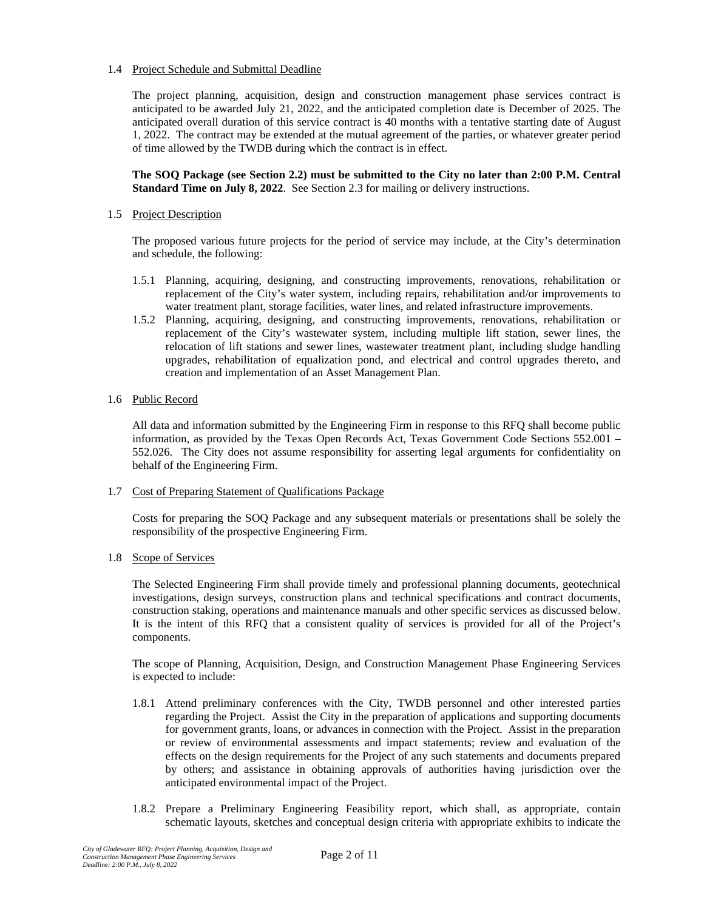1.4 Project Schedule and Submittal Deadline

The project planning, acquisition, design and construction management phase services contract is anticipated to be awarded July 21, 2022, and the anticipated completion date is December of 2025. The anticipated overall duration of this service contract is 40 months with a tentative starting date of August 1, 2022. The contract may be extended at the mutual agreement of the parties, or whatever greater period of time allowed by the TWDB during which the contract is in effect.

**The SOQ Package (see Section 2.2) must be submitted to the City no later than 2:00 P.M. Central Standard Time on July 8, 2022**. See Section 2.3 for mailing or delivery instructions.

1.5 Project Description

The proposed various future projects for the period of service may include, at the City's determination and schedule, the following:

1.5.1 Planning, acquiring, designing, and constructing improvements, renovations, rehabilitation or replacement of the City's water system, including repairs, rehabilitation and/or improvements to water treatment plant, storage facilities, water lines, and related infrastructure improvements.

1.5.2 Planning, acquiring, designing, and constructing improvements, renovations, rehabilitation or replacement of the City's wastewater system, including multiple lift station, sewer lines, the relocation of lift stations and sewer lines, wastewater treatment plant, including sludge handling upgrades, rehabilitation of equalization pond, and electrical and control upgrades thereto, and creation and implementation of an Asset Management Plan.

1.6 Public Record

All data and information submitted by the Engineering Firm in response to this RFQ shall become public information, as provided by the Texas Open Records Act, Texas Government Code Sections 552.001 – 552.026. The City does not assume responsibility for asserting legal arguments for confidentiality on behalf of the Engineering Firm.

1.7 Cost of Preparing Statement of Qualifications Package

Costs for preparing the SOQ Package and any subsequent materials or presentations shall be solely the responsibility of the prospective Engineering Firm.

1.8 Scope of Services

The Selected Engineering Firm shall provide timely and professional planning documents, geotechnical investigations, design surveys, construction plans and technical specifications and contract documents, construction staking, operations and maintenance manuals and other specific services as discussed below. It is the intent of this RFQ that a consistent quality of services is provided for all of the Project's components.

The scope of Planning, Acquisition, Design, and Construction Management Phase Engineering Services is expected to include:

1.8.1 Attend preliminary conferences with the City, TWDB personnel and other interested parties regarding the Project. Assist the City in the preparation of applications and supporting documents for government grants, loans, or advances in connection with the Project. Assist in the preparation or review of environmental assessments and impact statements; review and evaluation of the effects on the design requirements for the Project of any such statements and documents prepared by others; and assistance in obtaining approvals of authorities having jurisdiction over the anticipated environmental impact of the Project.

1.8.2 Prepare a Preliminary Engineering Feasibility report, which shall, as appropriate, contain schematic layouts, sketches and conceptual design criteria with appropriate exhibits to indicate the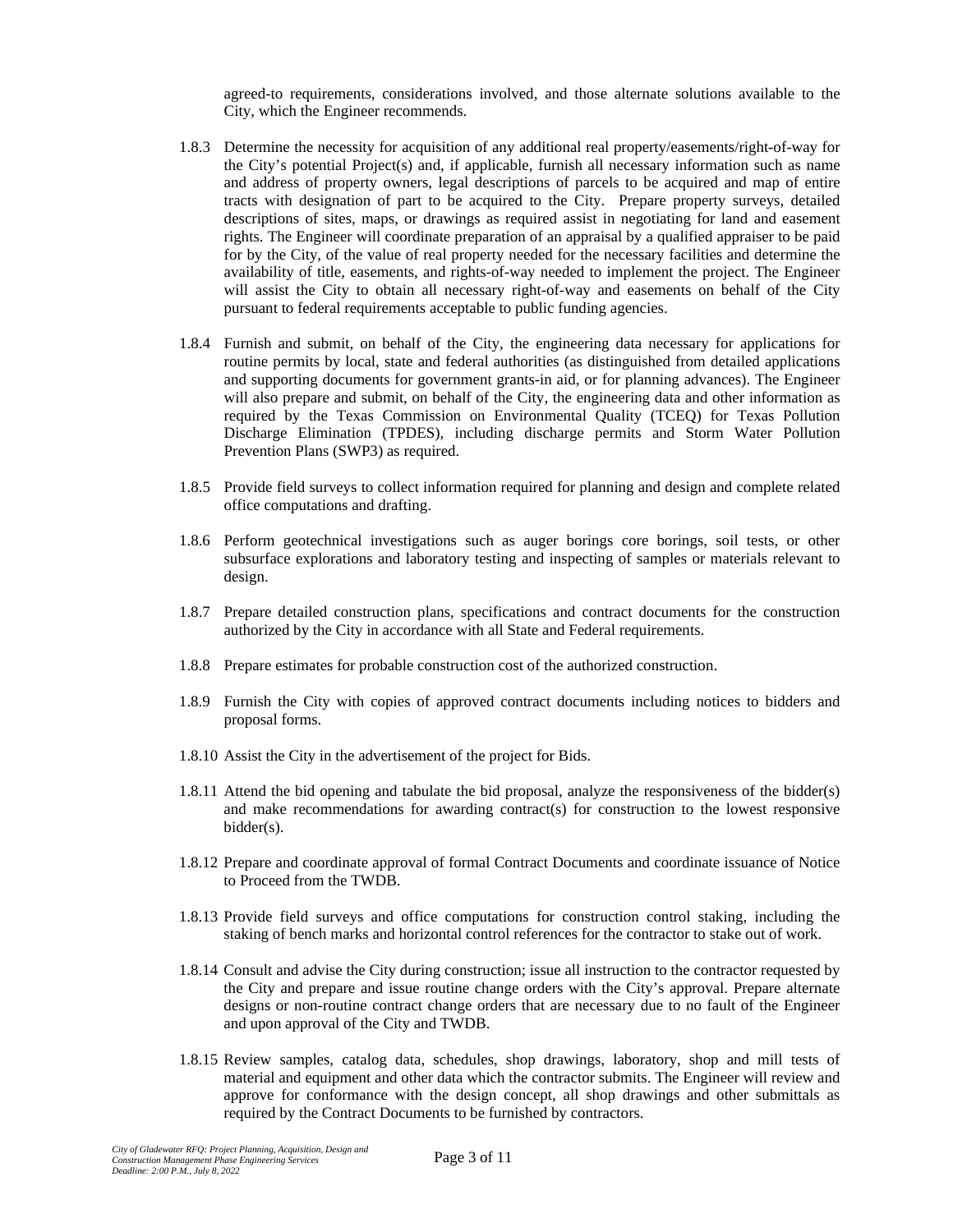agreed-to requirements, considerations involved, and those alternate solutions available to the City, which the Engineer recommends.

1.8.3 Determine the necessity for acquisition of any additional real property/easements/right-of-way for the City's potential Project(s) and, if applicable, furnish all necessary information such as name and address of property owners, legal descriptions of parcels to be acquired and map of entire tracts with designation of part to be acquired to the City. Prepare property surveys, detailed descriptions of sites, maps, or drawings as required assist in negotiating for land and easement rights. The Engineer will coordinate preparation of an appraisal by a qualified appraiser to be paid for by the City, of the value of real property needed for the necessary facilities and determine the availability of title, easements, and rights-of-way needed to implement the project. The Engineer will assist the City to obtain all necessary right-of-way and easements on behalf of the City pursuant to federal requirements acceptable to public funding agencies.

1.8.4 Furnish and submit, on behalf of the City, the engineering data necessary for applications for routine permits by local, state and federal authorities (as distinguished from detailed applications and supporting documents for government grants-in aid, or for planning advances). The Engineer will also prepare and submit, on behalf of the City, the engineering data and other information as required by the Texas Commission on Environmental Quality (TCEQ) for Texas Pollution Discharge Elimination (TPDES), including discharge permits and Storm Water Pollution Prevention Plans (SWP3) as required.

1.8.5 Provide field surveys to collect information required for planning and design and complete related office computations and drafting.

1.8.6 Perform geotechnical investigations such as auger borings core borings, soil tests, or other subsurface explorations and laboratory testing and inspecting of samples or materials relevant to design.

1.8.7 Prepare detailed construction plans, specifications and contract documents for the construction authorized by the City in accordance with all State and Federal requirements.

1.8.8 Prepare estimates for probable construction cost of the authorized construction.

1.8.9 Furnish the City with copies of approved contract documents including notices to bidders and proposal forms.

1.8.10 Assist the City in the advertisement of the project for Bids.

1.8.11 Attend the bid opening and tabulate the bid proposal, analyze the responsiveness of the bidder(s) and make recommendations for awarding contract(s) for construction to the lowest responsive bidder(s).

1.8.12 Prepare and coordinate approval of formal Contract Documents and coordinate issuance of Notice to Proceed from the TWDB.

1.8.13 Provide field surveys and office computations for construction control staking, including the staking of bench marks and horizontal control references for the contractor to stake out of work.

1.8.14 Consult and advise the City during construction; issue all instruction to the contractor requested by the City and prepare and issue routine change orders with the City's approval. Prepare alternate designs or non-routine contract change orders that are necessary due to no fault of the Engineer and upon approval of the City and TWDB.

1.8.15 Review samples, catalog data, schedules, shop drawings, laboratory, shop and mill tests of material and equipment and other data which the contractor submits. The Engineer will review and approve for conformance with the design concept, all shop drawings and other submittals as required by the Contract Documents to be furnished by contractors.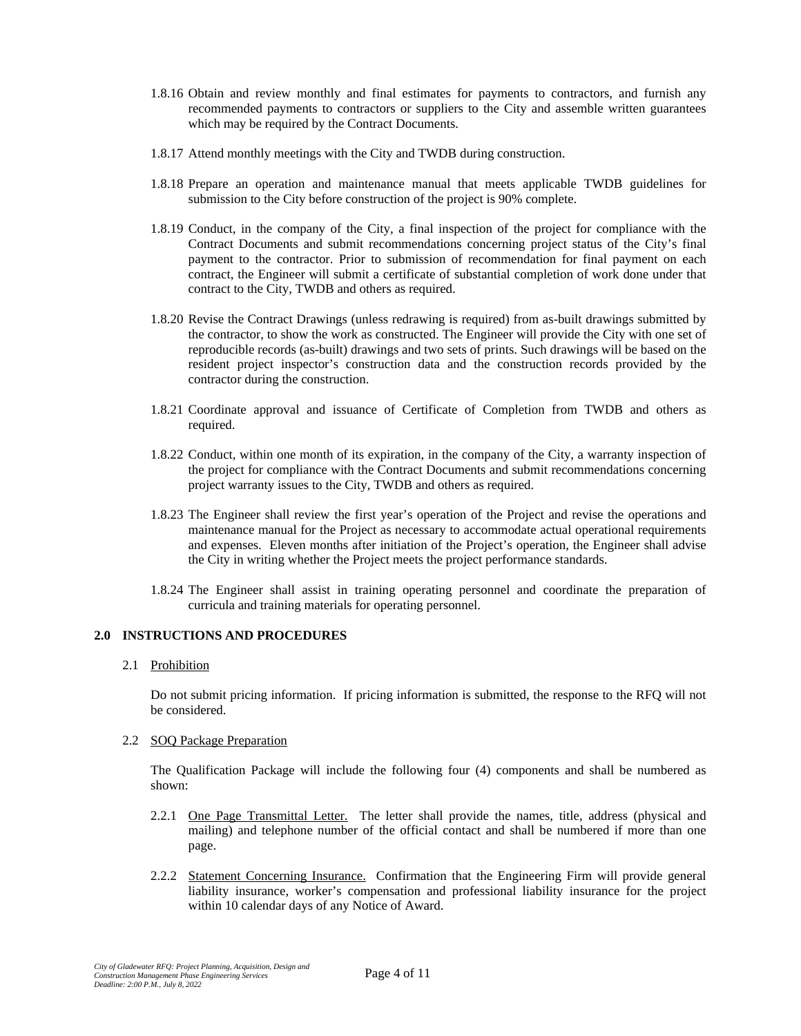1.8.16 Obtain and review monthly and final estimates for payments to contractors, and furnish any recommended payments to contractors or suppliers to the City and assemble written guarantees which may be required by the Contract Documents.

1.8.17 Attend monthly meetings with the City and TWDB during construction.

1.8.18 Prepare an operation and maintenance manual that meets applicable TWDB guidelines for submission to the City before construction of the project is 90% complete.

1.8.19 Conduct, in the company of the City, a final inspection of the project for compliance with the Contract Documents and submit recommendations concerning project status of the City's final payment to the contractor. Prior to submission of recommendation for final payment on each contract, the Engineer will submit a certificate of substantial completion of work done under that contract to the City, TWDB and others as required.

1.8.20 Revise the Contract Drawings (unless redrawing is required) from as-built drawings submitted by the contractor, to show the work as constructed. The Engineer will provide the City with one set of reproducible records (as-built) drawings and two sets of prints. Such drawings will be based on the resident project inspector's construction data and the construction records provided by the contractor during the construction.

1.8.21 Coordinate approval and issuance of Certificate of Completion from TWDB and others as required.

1.8.22 Conduct, within one month of its expiration, in the company of the City, a warranty inspection of the project for compliance with the Contract Documents and submit recommendations concerning project warranty issues to the City, TWDB and others as required.

1.8.23 The Engineer shall review the first year's operation of the Project and revise the operations and maintenance manual for the Project as necessary to accommodate actual operational requirements and expenses. Eleven months after initiation of the Project's operation, the Engineer shall advise the City in writing whether the Project meets the project performance standards.

1.8.24 The Engineer shall assist in training operating personnel and coordinate the preparation of curricula and training materials for operating personnel.

## 2.0 INSTRUCTIONS AND PROCEDURES

2.1 Prohibition

Do not submit pricing information. If pricing information is submitted, the response to the RFQ will not be considered.

2.2 SOQ Package Preparation

The Qualification Package will include the following four (4) components and shall be numbered as shown:

2.2.1 One Page Transmittal Letter. The letter shall provide the names, title, address (physical and mailing) and telephone number of the official contact and shall be numbered if more than one page.

2.2.2 Statement Concerning Insurance. Confirmation that the Engineering Firm will provide general liability insurance, worker's compensation and professional liability insurance for the project within 10 calendar days of any Notice of Award.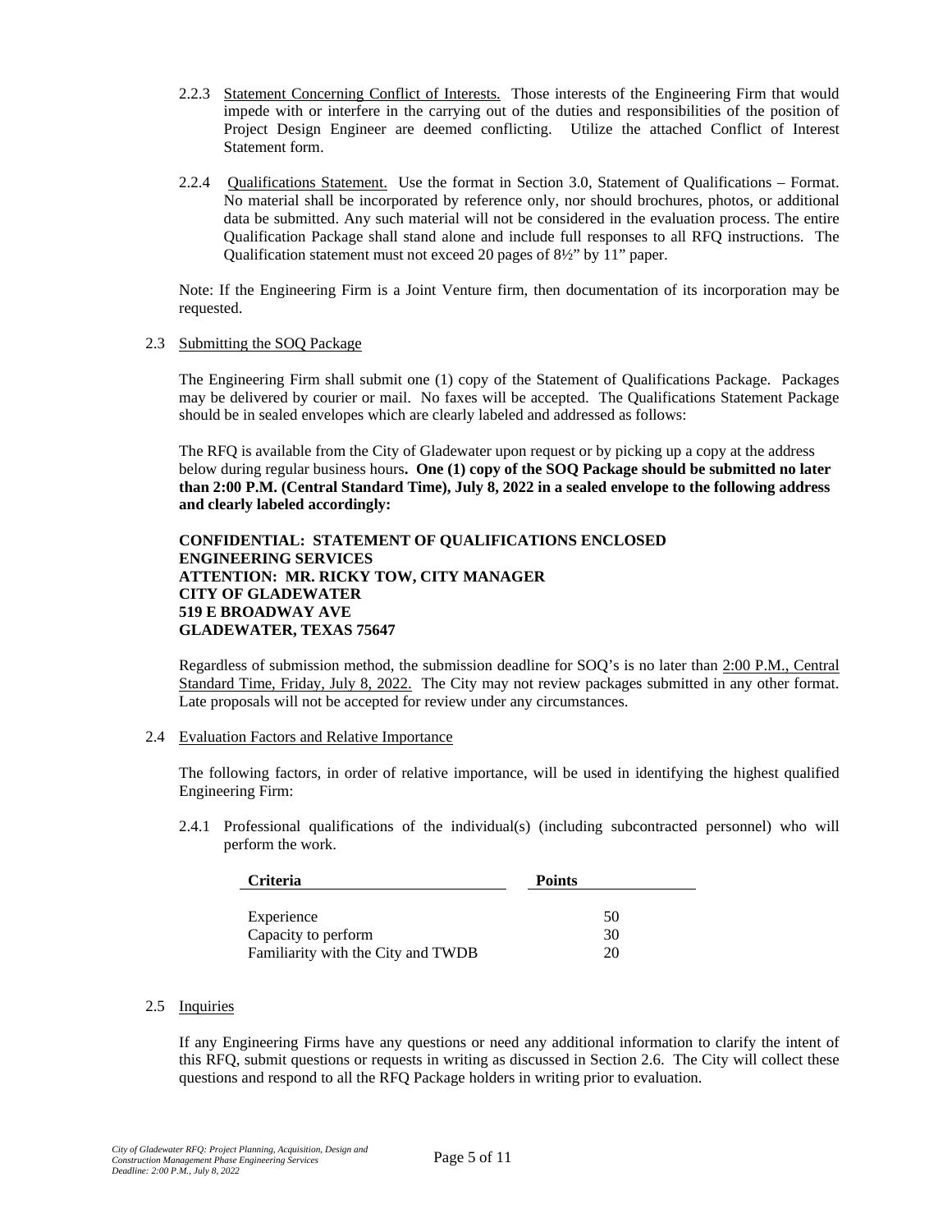2.2.3 Statement Concerning Conflict of Interests. Those interests of the Engineering Firm that would impede with or interfere in the carrying out of the duties and responsibilities of the position of Project Design Engineer are deemed conflicting. Utilize the attached Conflict of Interest Statement form.

2.2.4 Qualifications Statement. Use the format in Section 3.0, Statement of Qualifications – Format. No material shall be incorporated by reference only, nor should brochures, photos, or additional data be submitted. Any such material will not be considered in the evaluation process. The entire Qualification Package shall stand alone and include full responses to all RFQ instructions. The Qualification statement must not exceed 20 pages of 8½" by 11" paper.

Note: If the Engineering Firm is a Joint Venture firm, then documentation of its incorporation may be requested.

2.3 Submitting the SOQ Package

The Engineering Firm shall submit one (1) copy of the Statement of Qualifications Package. Packages may be delivered by courier or mail. No faxes will be accepted. The Qualifications Statement Package should be in sealed envelopes which are clearly labeled and addressed as follows:

The RFQ is available from the City of Gladewater upon request or by picking up a copy at the address below during regular business hours**. One (1) copy of the SOQ Package should be submitted no later than 2:00 P.M. (Central Standard Time), July 8, 2022 in a sealed envelope to the following address and clearly labeled accordingly:**

**CONFIDENTIAL: STATEMENT OF QUALIFICATIONS ENCLOSED**
**ENGINEERING SERVICES**
**ATTENTION: MR. RICKY TOW, CITY MANAGER**
**CITY OF GLADEWATER**
**519 E BROADWAY AVE**
**GLADEWATER, TEXAS 75647**

Regardless of submission method, the submission deadline for SOQ's is no later than 2:00 P.M., Central Standard Time, Friday, July 8, 2022. The City may not review packages submitted in any other format. Late proposals will not be accepted for review under any circumstances.

2.4 Evaluation Factors and Relative Importance

The following factors, in order of relative importance, will be used in identifying the highest qualified Engineering Firm:

2.4.1 Professional qualifications of the individual(s) (including subcontracted personnel) who will perform the work.

| Criteria | Points |
|---|---|
| Experience | 50 |
| Capacity to perform | 30 |
| Familiarity with the City and TWDB | 20 |

2.5 Inquiries

If any Engineering Firms have any questions or need any additional information to clarify the intent of this RFQ, submit questions or requests in writing as discussed in Section 2.6. The City will collect these questions and respond to all the RFQ Package holders in writing prior to evaluation.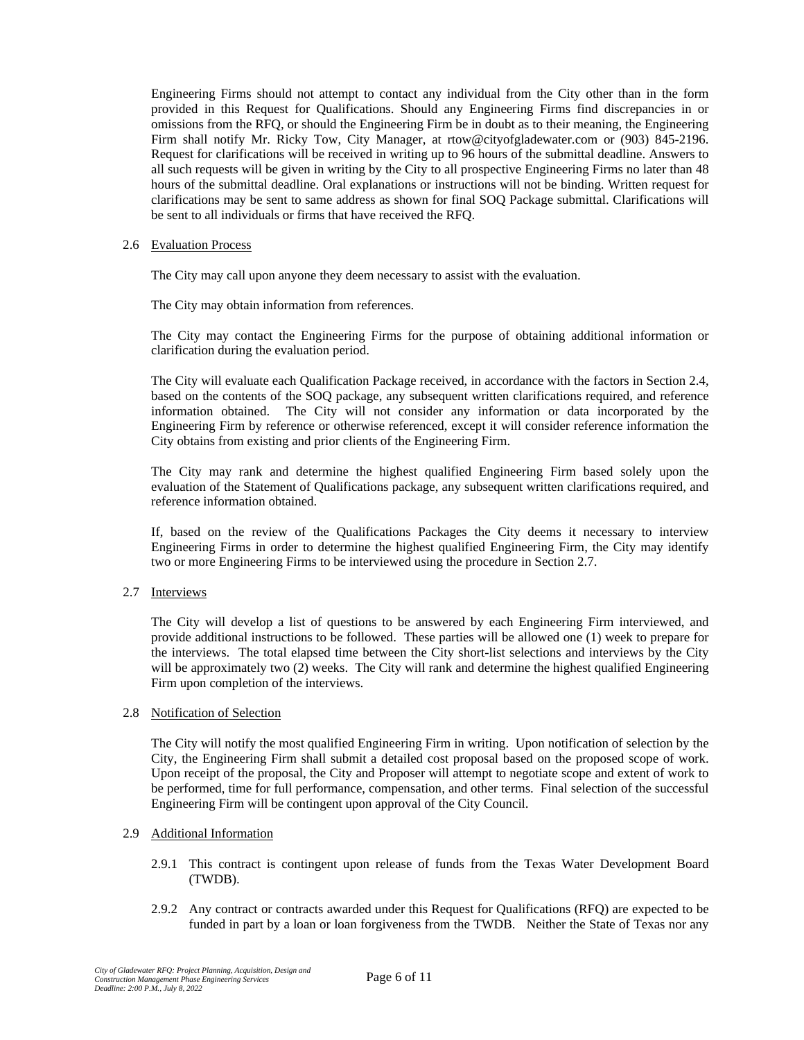Engineering Firms should not attempt to contact any individual from the City other than in the form provided in this Request for Qualifications. Should any Engineering Firms find discrepancies in or omissions from the RFQ, or should the Engineering Firm be in doubt as to their meaning, the Engineering Firm shall notify Mr. Ricky Tow, City Manager, at rtow@cityofgladewater.com or (903) 845-2196. Request for clarifications will be received in writing up to 96 hours of the submittal deadline. Answers to all such requests will be given in writing by the City to all prospective Engineering Firms no later than 48 hours of the submittal deadline. Oral explanations or instructions will not be binding. Written request for clarifications may be sent to same address as shown for final SOQ Package submittal. Clarifications will be sent to all individuals or firms that have received the RFQ.

2.6 <u>Evaluation Process</u>

The City may call upon anyone they deem necessary to assist with the evaluation.

The City may obtain information from references.

The City may contact the Engineering Firms for the purpose of obtaining additional information or clarification during the evaluation period.

The City will evaluate each Qualification Package received, in accordance with the factors in Section 2.4, based on the contents of the SOQ package, any subsequent written clarifications required, and reference information obtained. The City will not consider any information or data incorporated by the Engineering Firm by reference or otherwise referenced, except it will consider reference information the City obtains from existing and prior clients of the Engineering Firm.

The City may rank and determine the highest qualified Engineering Firm based solely upon the evaluation of the Statement of Qualifications package, any subsequent written clarifications required, and reference information obtained.

If, based on the review of the Qualifications Packages the City deems it necessary to interview Engineering Firms in order to determine the highest qualified Engineering Firm, the City may identify two or more Engineering Firms to be interviewed using the procedure in Section 2.7.

2.7 <u>Interviews</u>

The City will develop a list of questions to be answered by each Engineering Firm interviewed, and provide additional instructions to be followed. These parties will be allowed one (1) week to prepare for the interviews. The total elapsed time between the City short-list selections and interviews by the City will be approximately two (2) weeks. The City will rank and determine the highest qualified Engineering Firm upon completion of the interviews.

2.8 <u>Notification of Selection</u>

The City will notify the most qualified Engineering Firm in writing. Upon notification of selection by the City, the Engineering Firm shall submit a detailed cost proposal based on the proposed scope of work. Upon receipt of the proposal, the City and Proposer will attempt to negotiate scope and extent of work to be performed, time for full performance, compensation, and other terms. Final selection of the successful Engineering Firm will be contingent upon approval of the City Council.

2.9 <u>Additional Information</u>

2.9.1 This contract is contingent upon release of funds from the Texas Water Development Board (TWDB).

2.9.2 Any contract or contracts awarded under this Request for Qualifications (RFQ) are expected to be funded in part by a loan or loan forgiveness from the TWDB. Neither the State of Texas nor any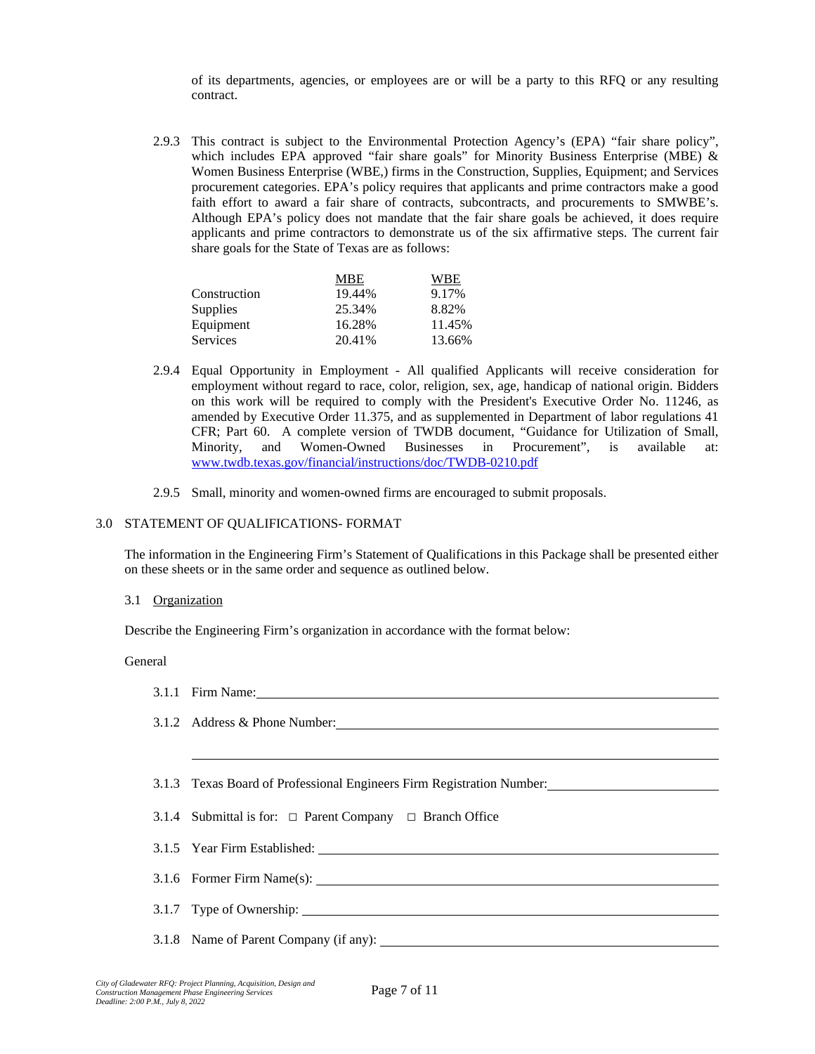of its departments, agencies, or employees are or will be a party to this RFQ or any resulting contract.

2.9.3 This contract is subject to the Environmental Protection Agency's (EPA) "fair share policy", which includes EPA approved "fair share goals" for Minority Business Enterprise (MBE) & Women Business Enterprise (WBE,) firms in the Construction, Supplies, Equipment; and Services procurement categories. EPA's policy requires that applicants and prime contractors make a good faith effort to award a fair share of contracts, subcontracts, and procurements to SMWBE's. Although EPA's policy does not mandate that the fair share goals be achieved, it does require applicants and prime contractors to demonstrate us of the six affirmative steps. The current fair share goals for the State of Texas are as follows:

| | MBE | WBE |
|---|---|---|
| Construction | 19.44% | 9.17% |
| Supplies | 25.34% | 8.82% |
| Equipment | 16.28% | 11.45% |
| Services | 20.41% | 13.66% |

2.9.4 Equal Opportunity in Employment - All qualified Applicants will receive consideration for employment without regard to race, color, religion, sex, age, handicap of national origin. Bidders on this work will be required to comply with the President's Executive Order No. 11246, as amended by Executive Order 11.375, and as supplemented in Department of labor regulations 41 CFR; Part 60. A complete version of TWDB document, "Guidance for Utilization of Small, Minority, and Women-Owned Businesses in Procurement", is available at: www.twdb.texas.gov/financial/instructions/doc/TWDB-0210.pdf

2.9.5 Small, minority and women-owned firms are encouraged to submit proposals.

## 3.0 STATEMENT OF QUALIFICATIONS- FORMAT

The information in the Engineering Firm's Statement of Qualifications in this Package shall be presented either on these sheets or in the same order and sequence as outlined below.

### 3.1 Organization

Describe the Engineering Firm's organization in accordance with the format below:

General

3.1.1 Firm Name: ____________________

3.1.2 Address & Phone Number: ____________________

____________________

3.1.3 Texas Board of Professional Engineers Firm Registration Number: ____________________

3.1.4 Submittal is for: □ Parent Company □ Branch Office

3.1.5 Year Firm Established: ____________________

3.1.6 Former Firm Name(s): ____________________

3.1.7 Type of Ownership: ____________________

3.1.8 Name of Parent Company (if any): ____________________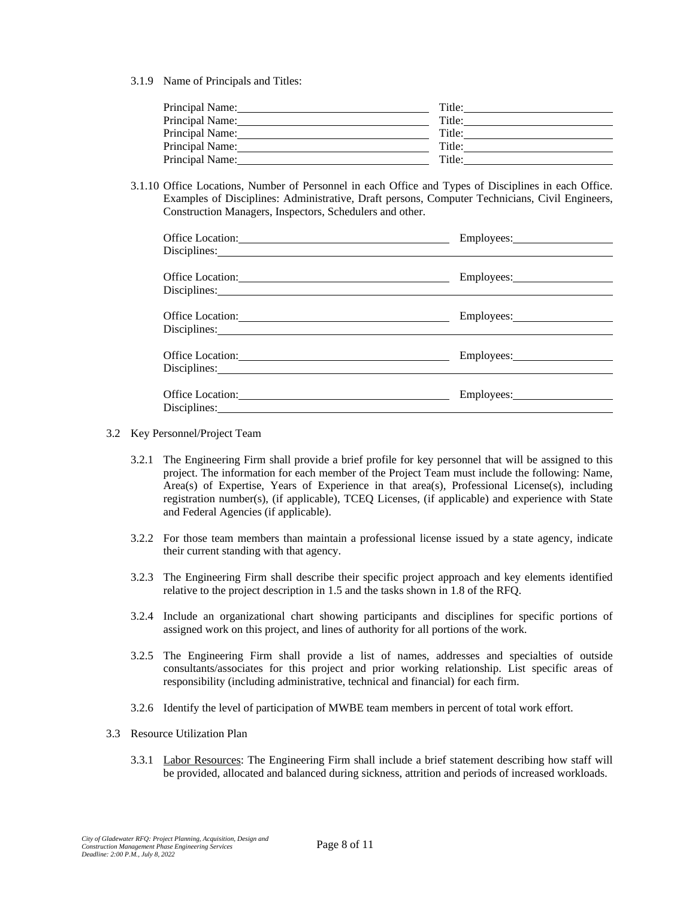3.1.9 Name of Principals and Titles:

Principal Name:________________________________ Title:________________________
Principal Name:________________________________ Title:________________________
Principal Name:________________________________ Title:________________________
Principal Name:________________________________ Title:________________________
Principal Name:________________________________ Title:________________________

3.1.10 Office Locations, Number of Personnel in each Office and Types of Disciplines in each Office. Examples of Disciplines: Administrative, Draft persons, Computer Technicians, Civil Engineers, Construction Managers, Inspectors, Schedulers and other.

Office Location:________________________________ Employees:________________
Disciplines:______________________________________________________________

Office Location:________________________________ Employees:________________
Disciplines:______________________________________________________________

Office Location:________________________________ Employees:________________
Disciplines:______________________________________________________________

Office Location:________________________________ Employees:________________
Disciplines:______________________________________________________________

Office Location:________________________________ Employees:________________
Disciplines:______________________________________________________________

3.2 Key Personnel/Project Team

3.2.1 The Engineering Firm shall provide a brief profile for key personnel that will be assigned to this project. The information for each member of the Project Team must include the following: Name, Area(s) of Expertise, Years of Experience in that area(s), Professional License(s), including registration number(s), (if applicable), TCEQ Licenses, (if applicable) and experience with State and Federal Agencies (if applicable).

3.2.2 For those team members than maintain a professional license issued by a state agency, indicate their current standing with that agency.

3.2.3 The Engineering Firm shall describe their specific project approach and key elements identified relative to the project description in 1.5 and the tasks shown in 1.8 of the RFQ.

3.2.4 Include an organizational chart showing participants and disciplines for specific portions of assigned work on this project, and lines of authority for all portions of the work.

3.2.5 The Engineering Firm shall provide a list of names, addresses and specialties of outside consultants/associates for this project and prior working relationship. List specific areas of responsibility (including administrative, technical and financial) for each firm.

3.2.6 Identify the level of participation of MWBE team members in percent of total work effort.

3.3 Resource Utilization Plan

3.3.1 Labor Resources: The Engineering Firm shall include a brief statement describing how staff will be provided, allocated and balanced during sickness, attrition and periods of increased workloads.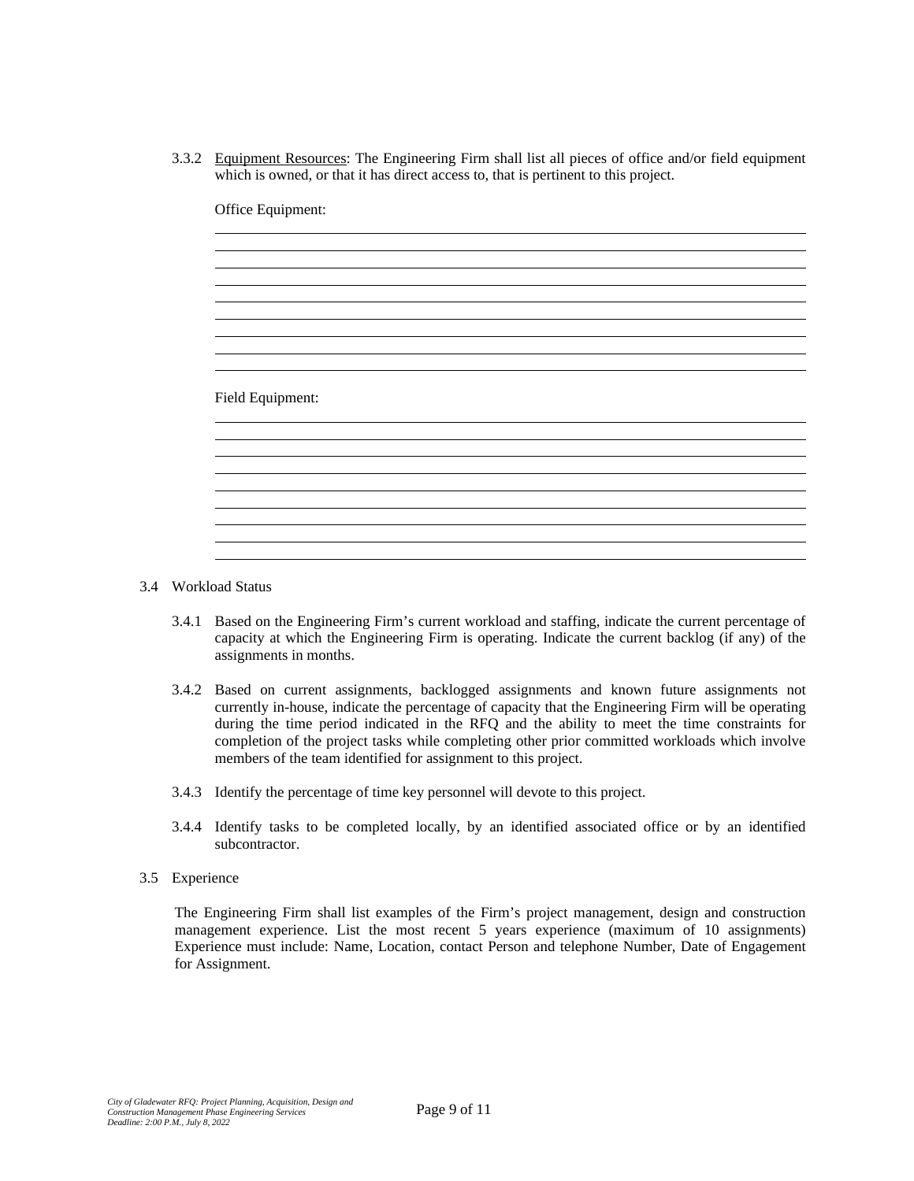3.3.2 Equipment Resources: The Engineering Firm shall list all pieces of office and/or field equipment which is owned, or that it has direct access to, that is pertinent to this project.

Office Equipment:

\_\_\_\_\_\_\_\_\_\_\_\_\_\_\_\_\_\_\_\_\_\_\_\_\_\_\_\_\_\_\_\_\_\_\_\_\_\_\_\_\_\_\_\_\_\_\_\_\_\_\_\_\_\_\_\_\_\_\_\_\_\_\_\_\_\_\_\_\_\_\_\_\_\_\_\_\_\_

\_\_\_\_\_\_\_\_\_\_\_\_\_\_\_\_\_\_\_\_\_\_\_\_\_\_\_\_\_\_\_\_\_\_\_\_\_\_\_\_\_\_\_\_\_\_\_\_\_\_\_\_\_\_\_\_\_\_\_\_\_\_\_\_\_\_\_\_\_\_\_\_\_\_\_\_\_\_

\_\_\_\_\_\_\_\_\_\_\_\_\_\_\_\_\_\_\_\_\_\_\_\_\_\_\_\_\_\_\_\_\_\_\_\_\_\_\_\_\_\_\_\_\_\_\_\_\_\_\_\_\_\_\_\_\_\_\_\_\_\_\_\_\_\_\_\_\_\_\_\_\_\_\_\_\_\_

\_\_\_\_\_\_\_\_\_\_\_\_\_\_\_\_\_\_\_\_\_\_\_\_\_\_\_\_\_\_\_\_\_\_\_\_\_\_\_\_\_\_\_\_\_\_\_\_\_\_\_\_\_\_\_\_\_\_\_\_\_\_\_\_\_\_\_\_\_\_\_\_\_\_\_\_\_\_

\_\_\_\_\_\_\_\_\_\_\_\_\_\_\_\_\_\_\_\_\_\_\_\_\_\_\_\_\_\_\_\_\_\_\_\_\_\_\_\_\_\_\_\_\_\_\_\_\_\_\_\_\_\_\_\_\_\_\_\_\_\_\_\_\_\_\_\_\_\_\_\_\_\_\_\_\_\_

\_\_\_\_\_\_\_\_\_\_\_\_\_\_\_\_\_\_\_\_\_\_\_\_\_\_\_\_\_\_\_\_\_\_\_\_\_\_\_\_\_\_\_\_\_\_\_\_\_\_\_\_\_\_\_\_\_\_\_\_\_\_\_\_\_\_\_\_\_\_\_\_\_\_\_\_\_\_

\_\_\_\_\_\_\_\_\_\_\_\_\_\_\_\_\_\_\_\_\_\_\_\_\_\_\_\_\_\_\_\_\_\_\_\_\_\_\_\_\_\_\_\_\_\_\_\_\_\_\_\_\_\_\_\_\_\_\_\_\_\_\_\_\_\_\_\_\_\_\_\_\_\_\_\_\_\_

\_\_\_\_\_\_\_\_\_\_\_\_\_\_\_\_\_\_\_\_\_\_\_\_\_\_\_\_\_\_\_\_\_\_\_\_\_\_\_\_\_\_\_\_\_\_\_\_\_\_\_\_\_\_\_\_\_\_\_\_\_\_\_\_\_\_\_\_\_\_\_\_\_\_\_\_\_\_

\_\_\_\_\_\_\_\_\_\_\_\_\_\_\_\_\_\_\_\_\_\_\_\_\_\_\_\_\_\_\_\_\_\_\_\_\_\_\_\_\_\_\_\_\_\_\_\_\_\_\_\_\_\_\_\_\_\_\_\_\_\_\_\_\_\_\_\_\_\_\_\_\_\_\_\_\_\_

Field Equipment:

\_\_\_\_\_\_\_\_\_\_\_\_\_\_\_\_\_\_\_\_\_\_\_\_\_\_\_\_\_\_\_\_\_\_\_\_\_\_\_\_\_\_\_\_\_\_\_\_\_\_\_\_\_\_\_\_\_\_\_\_\_\_\_\_\_\_\_\_\_\_\_\_\_\_\_\_\_\_

\_\_\_\_\_\_\_\_\_\_\_\_\_\_\_\_\_\_\_\_\_\_\_\_\_\_\_\_\_\_\_\_\_\_\_\_\_\_\_\_\_\_\_\_\_\_\_\_\_\_\_\_\_\_\_\_\_\_\_\_\_\_\_\_\_\_\_\_\_\_\_\_\_\_\_\_\_\_

\_\_\_\_\_\_\_\_\_\_\_\_\_\_\_\_\_\_\_\_\_\_\_\_\_\_\_\_\_\_\_\_\_\_\_\_\_\_\_\_\_\_\_\_\_\_\_\_\_\_\_\_\_\_\_\_\_\_\_\_\_\_\_\_\_\_\_\_\_\_\_\_\_\_\_\_\_\_

\_\_\_\_\_\_\_\_\_\_\_\_\_\_\_\_\_\_\_\_\_\_\_\_\_\_\_\_\_\_\_\_\_\_\_\_\_\_\_\_\_\_\_\_\_\_\_\_\_\_\_\_\_\_\_\_\_\_\_\_\_\_\_\_\_\_\_\_\_\_\_\_\_\_\_\_\_\_

\_\_\_\_\_\_\_\_\_\_\_\_\_\_\_\_\_\_\_\_\_\_\_\_\_\_\_\_\_\_\_\_\_\_\_\_\_\_\_\_\_\_\_\_\_\_\_\_\_\_\_\_\_\_\_\_\_\_\_\_\_\_\_\_\_\_\_\_\_\_\_\_\_\_\_\_\_\_

\_\_\_\_\_\_\_\_\_\_\_\_\_\_\_\_\_\_\_\_\_\_\_\_\_\_\_\_\_\_\_\_\_\_\_\_\_\_\_\_\_\_\_\_\_\_\_\_\_\_\_\_\_\_\_\_\_\_\_\_\_\_\_\_\_\_\_\_\_\_\_\_\_\_\_\_\_\_

\_\_\_\_\_\_\_\_\_\_\_\_\_\_\_\_\_\_\_\_\_\_\_\_\_\_\_\_\_\_\_\_\_\_\_\_\_\_\_\_\_\_\_\_\_\_\_\_\_\_\_\_\_\_\_\_\_\_\_\_\_\_\_\_\_\_\_\_\_\_\_\_\_\_\_\_\_\_

\_\_\_\_\_\_\_\_\_\_\_\_\_\_\_\_\_\_\_\_\_\_\_\_\_\_\_\_\_\_\_\_\_\_\_\_\_\_\_\_\_\_\_\_\_\_\_\_\_\_\_\_\_\_\_\_\_\_\_\_\_\_\_\_\_\_\_\_\_\_\_\_\_\_\_\_\_\_

\_\_\_\_\_\_\_\_\_\_\_\_\_\_\_\_\_\_\_\_\_\_\_\_\_\_\_\_\_\_\_\_\_\_\_\_\_\_\_\_\_\_\_\_\_\_\_\_\_\_\_\_\_\_\_\_\_\_\_\_\_\_\_\_\_\_\_\_\_\_\_\_\_\_\_\_\_\_

3.4 Workload Status

3.4.1 Based on the Engineering Firm's current workload and staffing, indicate the current percentage of capacity at which the Engineering Firm is operating. Indicate the current backlog (if any) of the assignments in months.

3.4.2 Based on current assignments, backlogged assignments and known future assignments not currently in-house, indicate the percentage of capacity that the Engineering Firm will be operating during the time period indicated in the RFQ and the ability to meet the time constraints for completion of the project tasks while completing other prior committed workloads which involve members of the team identified for assignment to this project.

3.4.3 Identify the percentage of time key personnel will devote to this project.

3.4.4 Identify tasks to be completed locally, by an identified associated office or by an identified subcontractor.

3.5 Experience

The Engineering Firm shall list examples of the Firm's project management, design and construction management experience. List the most recent 5 years experience (maximum of 10 assignments) Experience must include: Name, Location, contact Person and telephone Number, Date of Engagement for Assignment.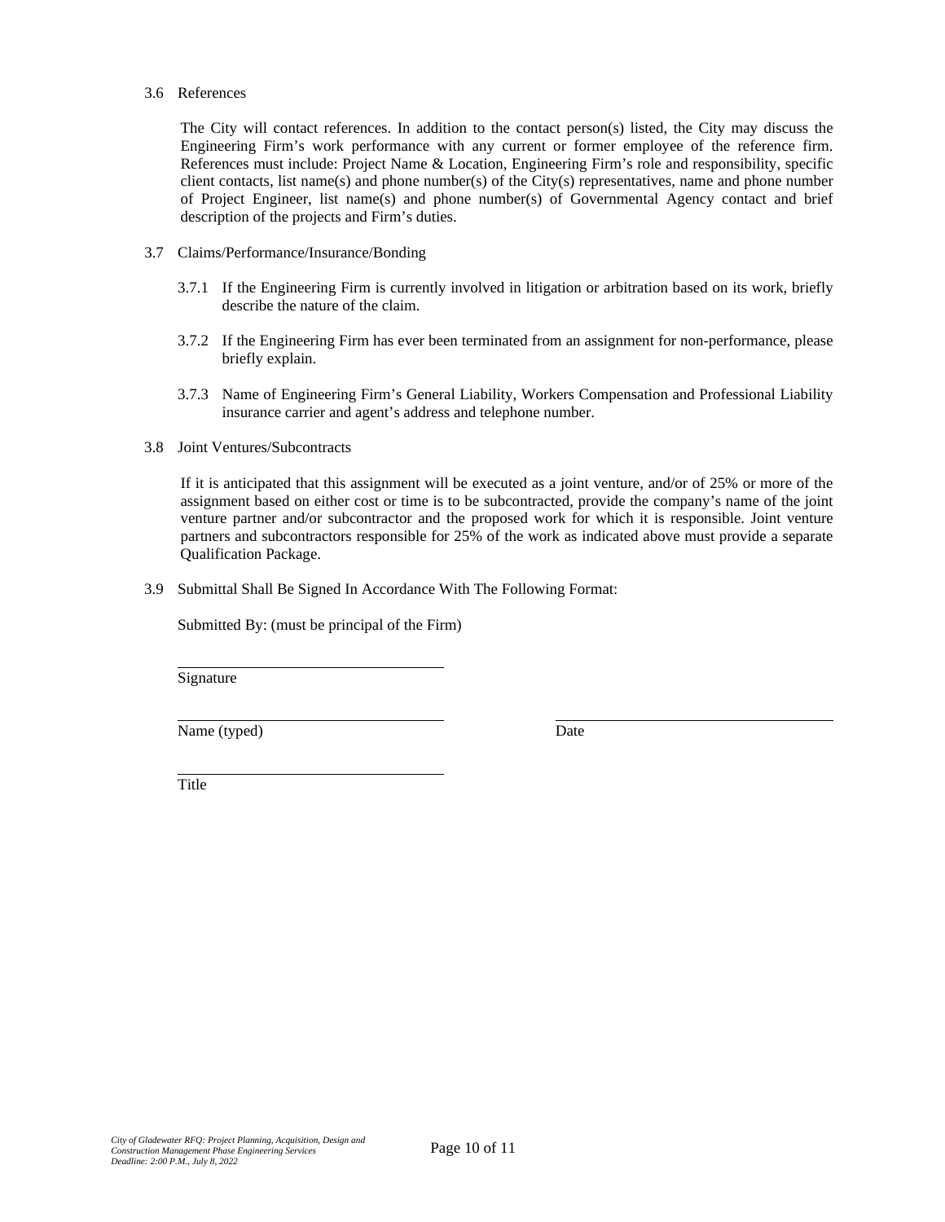3.6 References

The City will contact references. In addition to the contact person(s) listed, the City may discuss the Engineering Firm's work performance with any current or former employee of the reference firm. References must include: Project Name & Location, Engineering Firm's role and responsibility, specific client contacts, list name(s) and phone number(s) of the City(s) representatives, name and phone number of Project Engineer, list name(s) and phone number(s) of Governmental Agency contact and brief description of the projects and Firm's duties.

3.7 Claims/Performance/Insurance/Bonding

3.7.1 If the Engineering Firm is currently involved in litigation or arbitration based on its work, briefly describe the nature of the claim.

3.7.2 If the Engineering Firm has ever been terminated from an assignment for non-performance, please briefly explain.

3.7.3 Name of Engineering Firm's General Liability, Workers Compensation and Professional Liability insurance carrier and agent's address and telephone number.

3.8 Joint Ventures/Subcontracts

If it is anticipated that this assignment will be executed as a joint venture, and/or of 25% or more of the assignment based on either cost or time is to be subcontracted, provide the company's name of the joint venture partner and/or subcontractor and the proposed work for which it is responsible. Joint venture partners and subcontractors responsible for 25% of the work as indicated above must provide a separate Qualification Package.

3.9 Submittal Shall Be Signed In Accordance With The Following Format:

Submitted By: (must be principal of the Firm)

\_\_\_\_\_\_\_\_\_\_\_\_\_\_\_\_\_\_\_\_\_\_\_\_\_\_\_\_\_\_
Signature

\_\_\_\_\_\_\_\_\_\_\_\_\_\_\_\_\_\_\_\_\_\_\_\_\_\_\_\_\_\_ \_\_\_\_\_\_\_\_\_\_\_\_\_\_\_\_\_\_\_\_\_\_\_\_\_\_\_\_\_\_
Name (typed) Date

\_\_\_\_\_\_\_\_\_\_\_\_\_\_\_\_\_\_\_\_\_\_\_\_\_\_\_\_\_\_
Title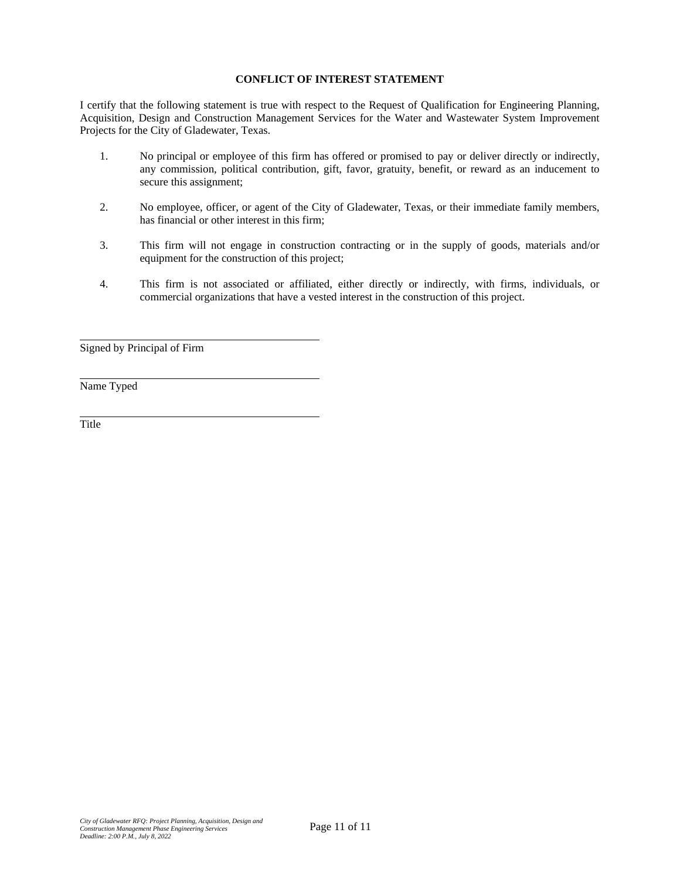**CONFLICT OF INTEREST STATEMENT**

I certify that the following statement is true with respect to the Request of Qualification for Engineering Planning, Acquisition, Design and Construction Management Services for the Water and Wastewater System Improvement Projects for the City of Gladewater, Texas.

1. No principal or employee of this firm has offered or promised to pay or deliver directly or indirectly, any commission, political contribution, gift, favor, gratuity, benefit, or reward as an inducement to secure this assignment;

2. No employee, officer, or agent of the City of Gladewater, Texas, or their immediate family members, has financial or other interest in this firm;

3. This firm will not engage in construction contracting or in the supply of goods, materials and/or equipment for the construction of this project;

4. This firm is not associated or affiliated, either directly or indirectly, with firms, individuals, or commercial organizations that have a vested interest in the construction of this project.

\_\_\_\_\_\_\_\_\_\_\_\_\_\_\_\_\_\_\_\_\_\_\_\_\_\_\_\_\_\_\_\_\_\_\_\_\_\_\_\_\_\_\_\_

Signed by Principal of Firm

\_\_\_\_\_\_\_\_\_\_\_\_\_\_\_\_\_\_\_\_\_\_\_\_\_\_\_\_\_\_\_\_\_\_\_\_\_\_\_\_\_\_\_\_

Name Typed

\_\_\_\_\_\_\_\_\_\_\_\_\_\_\_\_\_\_\_\_\_\_\_\_\_\_\_\_\_\_\_\_\_\_\_\_\_\_\_\_\_\_\_\_

Title